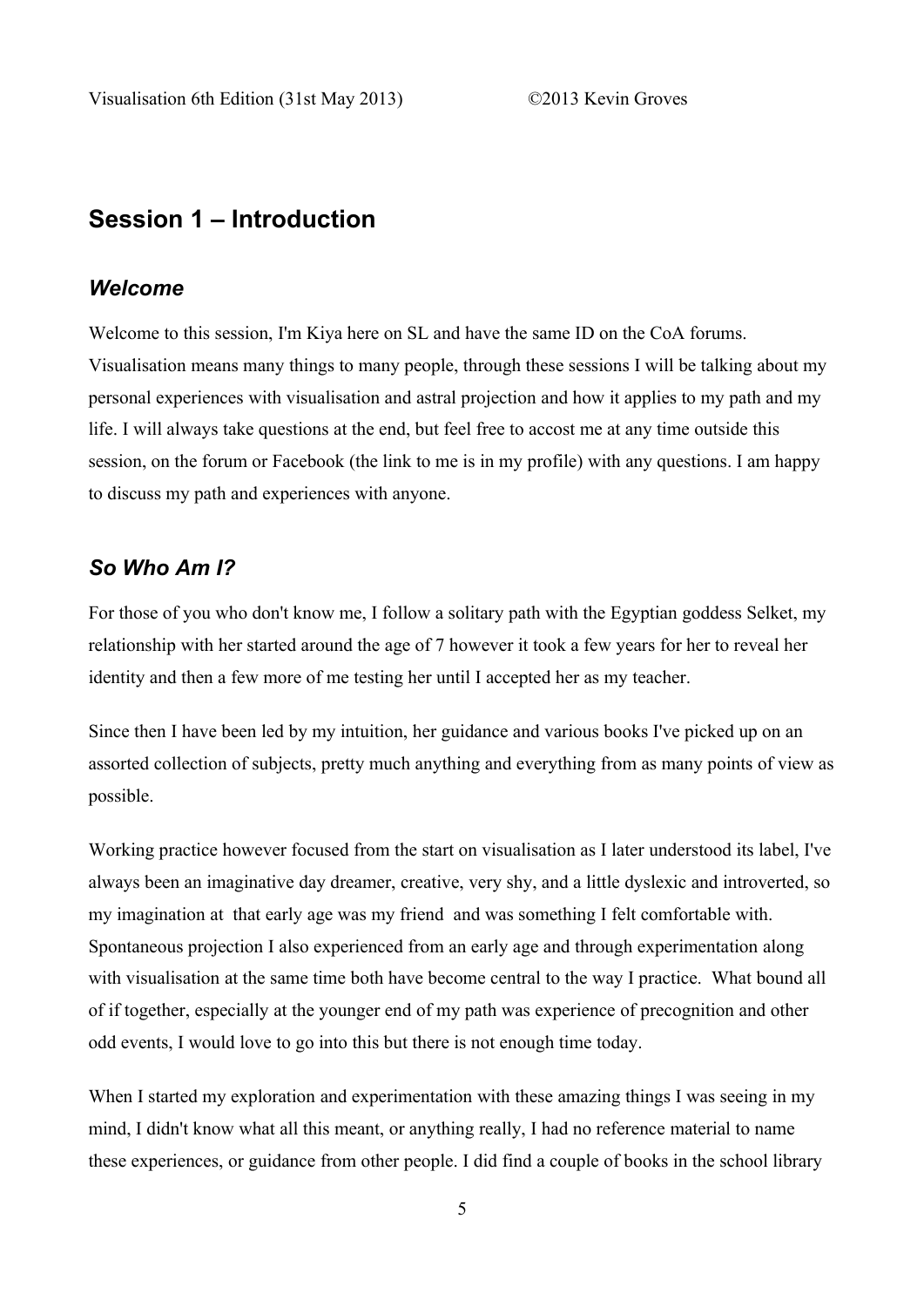## Session 1 – Introduction

### *Welcome*

Welcome to this session, I'm Kiya here on SL and have the same ID on the CoA forums. Visualisation means many things to many people, through these sessions I will be talking about my personal experiences with visualisation and astral projection and how it applies to my path and my life. I will always take questions at the end, but feel free to accost me at any time outside this session, on the forum or Facebook (the link to me is in my profile) with any questions. I am happy to discuss my path and experiences with anyone.

### *So Who Am I?*

For those of you who don't know me, I follow a solitary path with the Egyptian goddess Selket, my relationship with her started around the age of 7 however it took a few years for her to reveal her identity and then a few more of me testing her until I accepted her as my teacher.

Since then I have been led by my intuition, her guidance and various books I've picked up on an assorted collection of subjects, pretty much anything and everything from as many points of view as possible.

Working practice however focused from the start on visualisation as I later understood its label, I've always been an imaginative day dreamer, creative, very shy, and a little dyslexic and introverted, so my imagination at that early age was my friend and was something I felt comfortable with. Spontaneous projection I also experienced from an early age and through experimentation along with visualisation at the same time both have become central to the way I practice. What bound all of if together, especially at the younger end of my path was experience of precognition and other odd events, I would love to go into this but there is not enough time today.

When I started my exploration and experimentation with these amazing things I was seeing in my mind, I didn't know what all this meant, or anything really, I had no reference material to name these experiences, or guidance from other people. I did find a couple of books in the school library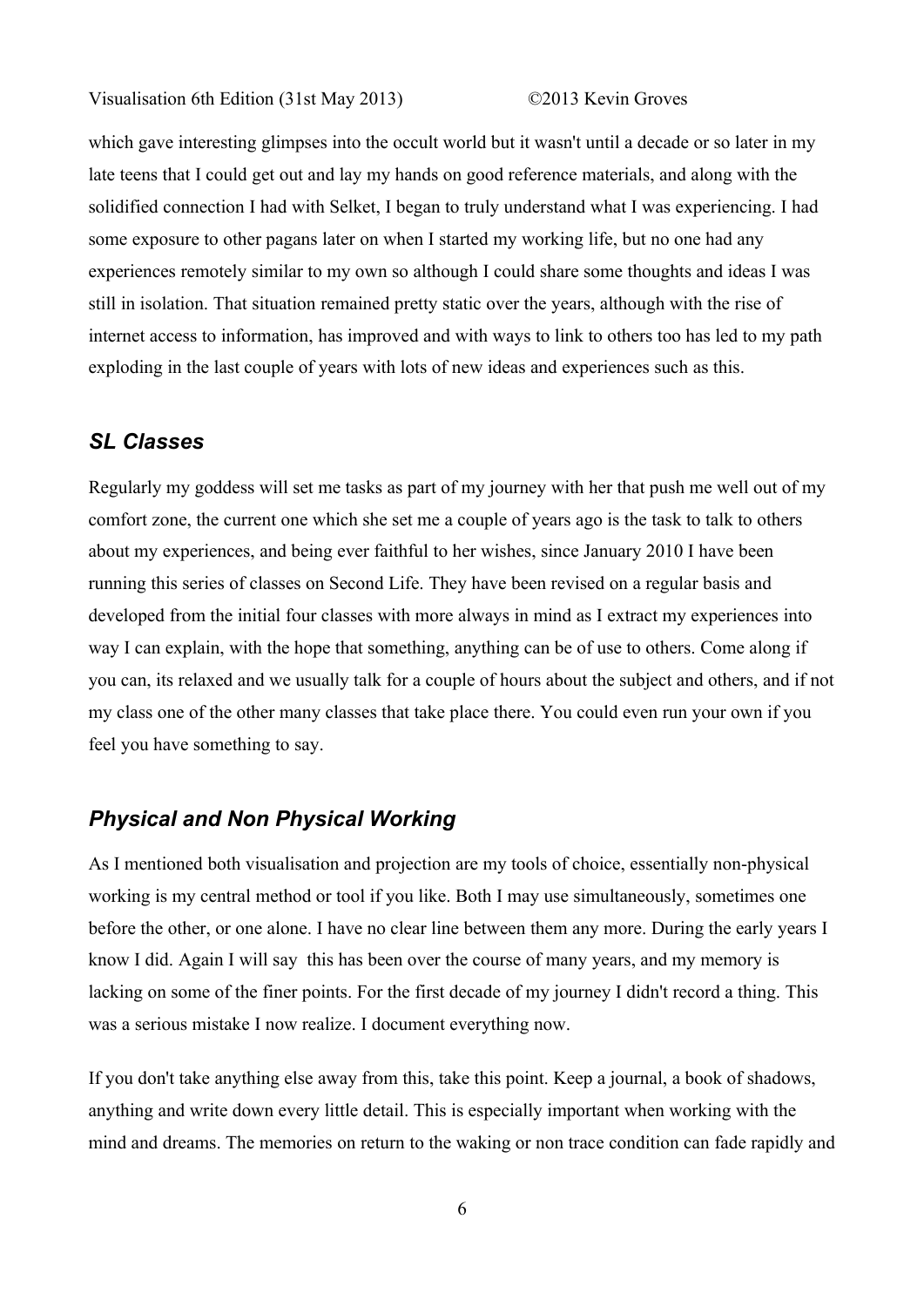which gave interesting glimpses into the occult world but it wasn't until a decade or so later in my late teens that I could get out and lay my hands on good reference materials, and along with the solidified connection I had with Selket, I began to truly understand what I was experiencing. I had some exposure to other pagans later on when I started my working life, but no one had any experiences remotely similar to my own so although I could share some thoughts and ideas I was still in isolation. That situation remained pretty static over the years, although with the rise of internet access to information, has improved and with ways to link to others too has led to my path exploding in the last couple of years with lots of new ideas and experiences such as this.

## *SL Classes*

Regularly my goddess will set me tasks as part of my journey with her that push me well out of my comfort zone, the current one which she set me a couple of years ago is the task to talk to others about my experiences, and being ever faithful to her wishes, since January 2010 I have been running this series of classes on Second Life. They have been revised on a regular basis and developed from the initial four classes with more always in mind as I extract my experiences into way I can explain, with the hope that something, anything can be of use to others. Come along if you can, its relaxed and we usually talk for a couple of hours about the subject and others, and if not my class one of the other many classes that take place there. You could even run your own if you feel you have something to say.

## *Physical and Non Physical Working*

As I mentioned both visualisation and projection are my tools of choice, essentially non-physical working is my central method or tool if you like. Both I may use simultaneously, sometimes one before the other, or one alone. I have no clear line between them any more. During the early years I know I did. Again I will say this has been over the course of many years, and my memory is lacking on some of the finer points. For the first decade of my journey I didn't record a thing. This was a serious mistake I now realize. I document everything now.

If you don't take anything else away from this, take this point. Keep a journal, a book of shadows, anything and write down every little detail. This is especially important when working with the mind and dreams. The memories on return to the waking or non trace condition can fade rapidly and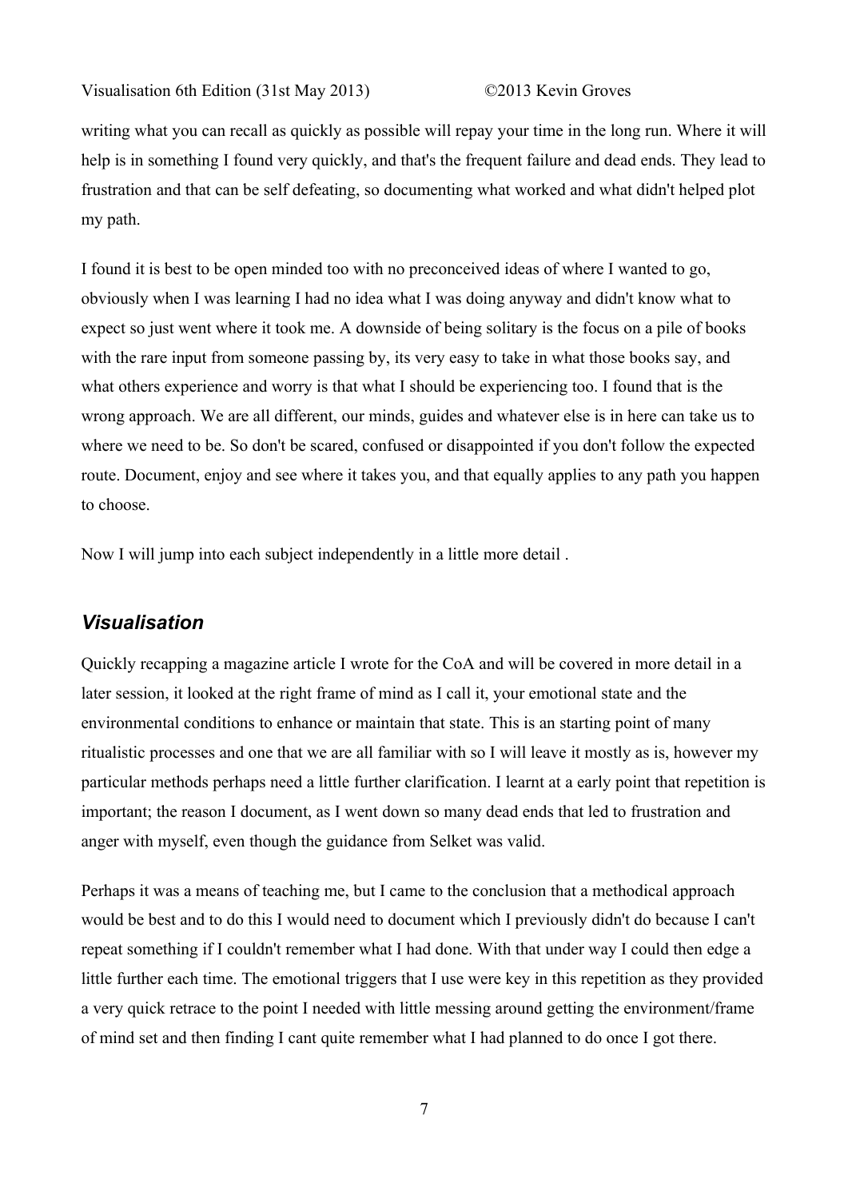writing what you can recall as quickly as possible will repay your time in the long run. Where it will help is in something I found very quickly, and that's the frequent failure and dead ends. They lead to frustration and that can be self defeating, so documenting what worked and what didn't helped plot my path.

I found it is best to be open minded too with no preconceived ideas of where I wanted to go, obviously when I was learning I had no idea what I was doing anyway and didn't know what to expect so just went where it took me. A downside of being solitary is the focus on a pile of books with the rare input from someone passing by, its very easy to take in what those books say, and what others experience and worry is that what I should be experiencing too. I found that is the wrong approach. We are all different, our minds, guides and whatever else is in here can take us to where we need to be. So don't be scared, confused or disappointed if you don't follow the expected route. Document, enjoy and see where it takes you, and that equally applies to any path you happen to choose.

Now I will jump into each subject independently in a little more detail .

## *Visualisation*

Quickly recapping a magazine article I wrote for the CoA and will be covered in more detail in a later session, it looked at the right frame of mind as I call it, your emotional state and the environmental conditions to enhance or maintain that state. This is an starting point of many ritualistic processes and one that we are all familiar with so I will leave it mostly as is, however my particular methods perhaps need a little further clarification. I learnt at a early point that repetition is important; the reason I document, as I went down so many dead ends that led to frustration and anger with myself, even though the guidance from Selket was valid.

Perhaps it was a means of teaching me, but I came to the conclusion that a methodical approach would be best and to do this I would need to document which I previously didn't do because I can't repeat something if I couldn't remember what I had done. With that under way I could then edge a little further each time. The emotional triggers that I use were key in this repetition as they provided a very quick retrace to the point I needed with little messing around getting the environment/frame of mind set and then finding I cant quite remember what I had planned to do once I got there.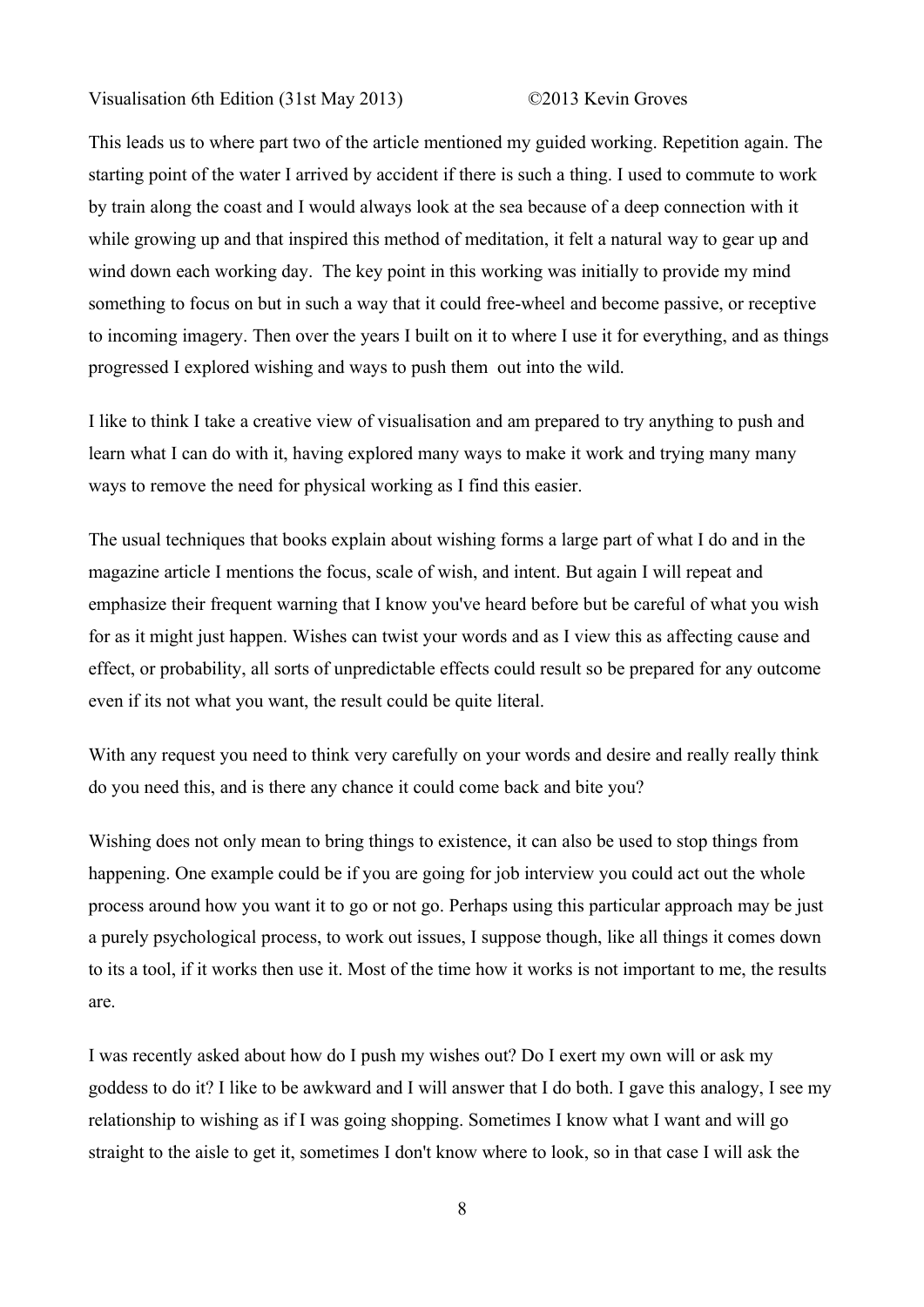This leads us to where part two of the article mentioned my guided working. Repetition again. The starting point of the water I arrived by accident if there is such a thing. I used to commute to work by train along the coast and I would always look at the sea because of a deep connection with it while growing up and that inspired this method of meditation, it felt a natural way to gear up and wind down each working day. The key point in this working was initially to provide my mind something to focus on but in such a way that it could free-wheel and become passive, or receptive to incoming imagery. Then over the years I built on it to where I use it for everything, and as things progressed I explored wishing and ways to push them out into the wild.

I like to think I take a creative view of visualisation and am prepared to try anything to push and learn what I can do with it, having explored many ways to make it work and trying many many ways to remove the need for physical working as I find this easier.

The usual techniques that books explain about wishing forms a large part of what I do and in the magazine article I mentions the focus, scale of wish, and intent. But again I will repeat and emphasize their frequent warning that I know you've heard before but be careful of what you wish for as it might just happen. Wishes can twist your words and as I view this as affecting cause and effect, or probability, all sorts of unpredictable effects could result so be prepared for any outcome even if its not what you want, the result could be quite literal.

With any request you need to think very carefully on your words and desire and really really think do you need this, and is there any chance it could come back and bite you?

Wishing does not only mean to bring things to existence, it can also be used to stop things from happening. One example could be if you are going for job interview you could act out the whole process around how you want it to go or not go. Perhaps using this particular approach may be just a purely psychological process, to work out issues, I suppose though, like all things it comes down to its a tool, if it works then use it. Most of the time how it works is not important to me, the results are.

I was recently asked about how do I push my wishes out? Do I exert my own will or ask my goddess to do it? I like to be awkward and I will answer that I do both. I gave this analogy, I see my relationship to wishing as if I was going shopping. Sometimes I know what I want and will go straight to the aisle to get it, sometimes I don't know where to look, so in that case I will ask the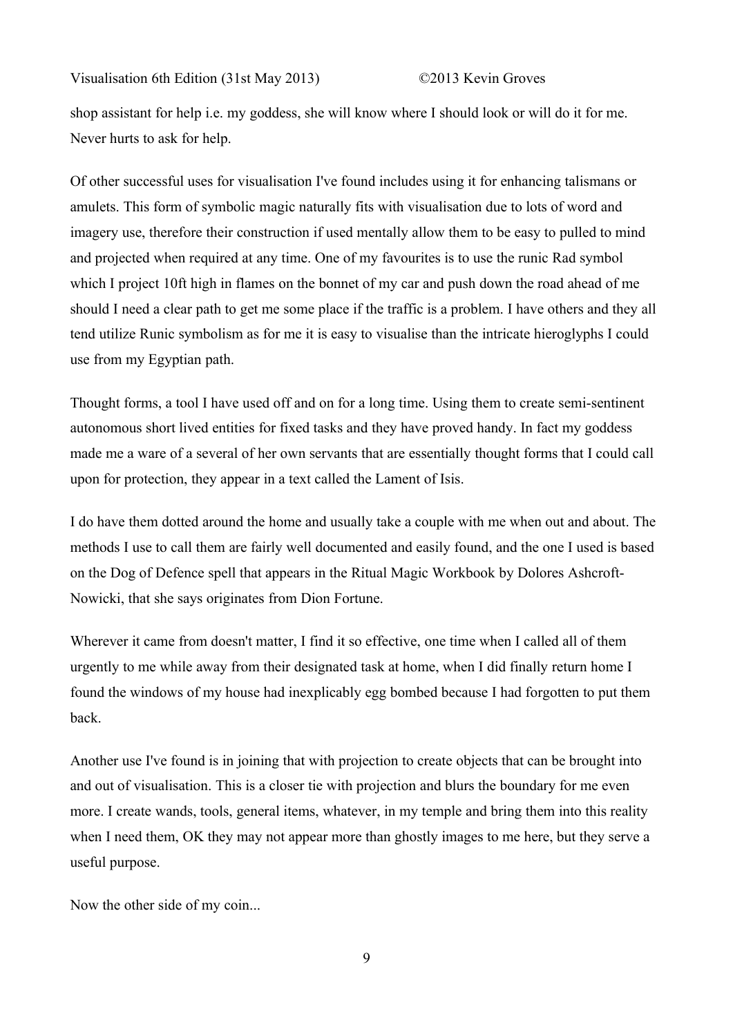shop assistant for help i.e. my goddess, she will know where I should look or will do it for me. Never hurts to ask for help.

Of other successful uses for visualisation I've found includes using it for enhancing talismans or amulets. This form of symbolic magic naturally fits with visualisation due to lots of word and imagery use, therefore their construction if used mentally allow them to be easy to pulled to mind and projected when required at any time. One of my favourites is to use the runic Rad symbol which I project 10ft high in flames on the bonnet of my car and push down the road ahead of me should I need a clear path to get me some place if the traffic is a problem. I have others and they all tend utilize Runic symbolism as for me it is easy to visualise than the intricate hieroglyphs I could use from my Egyptian path.

Thought forms, a tool I have used off and on for a long time. Using them to create semi-sentinent autonomous short lived entities for fixed tasks and they have proved handy. In fact my goddess made me a ware of a several of her own servants that are essentially thought forms that I could call upon for protection, they appear in a text called the Lament of Isis.

I do have them dotted around the home and usually take a couple with me when out and about. The methods I use to call them are fairly well documented and easily found, and the one I used is based on the Dog of Defence spell that appears in the Ritual Magic Workbook by Dolores Ashcroft-Nowicki, that she says originates from Dion Fortune.

Wherever it came from doesn't matter, I find it so effective, one time when I called all of them urgently to me while away from their designated task at home, when I did finally return home I found the windows of my house had inexplicably egg bombed because I had forgotten to put them back.

Another use I've found is in joining that with projection to create objects that can be brought into and out of visualisation. This is a closer tie with projection and blurs the boundary for me even more. I create wands, tools, general items, whatever, in my temple and bring them into this reality when I need them, OK they may not appear more than ghostly images to me here, but they serve a useful purpose.

Now the other side of my coin...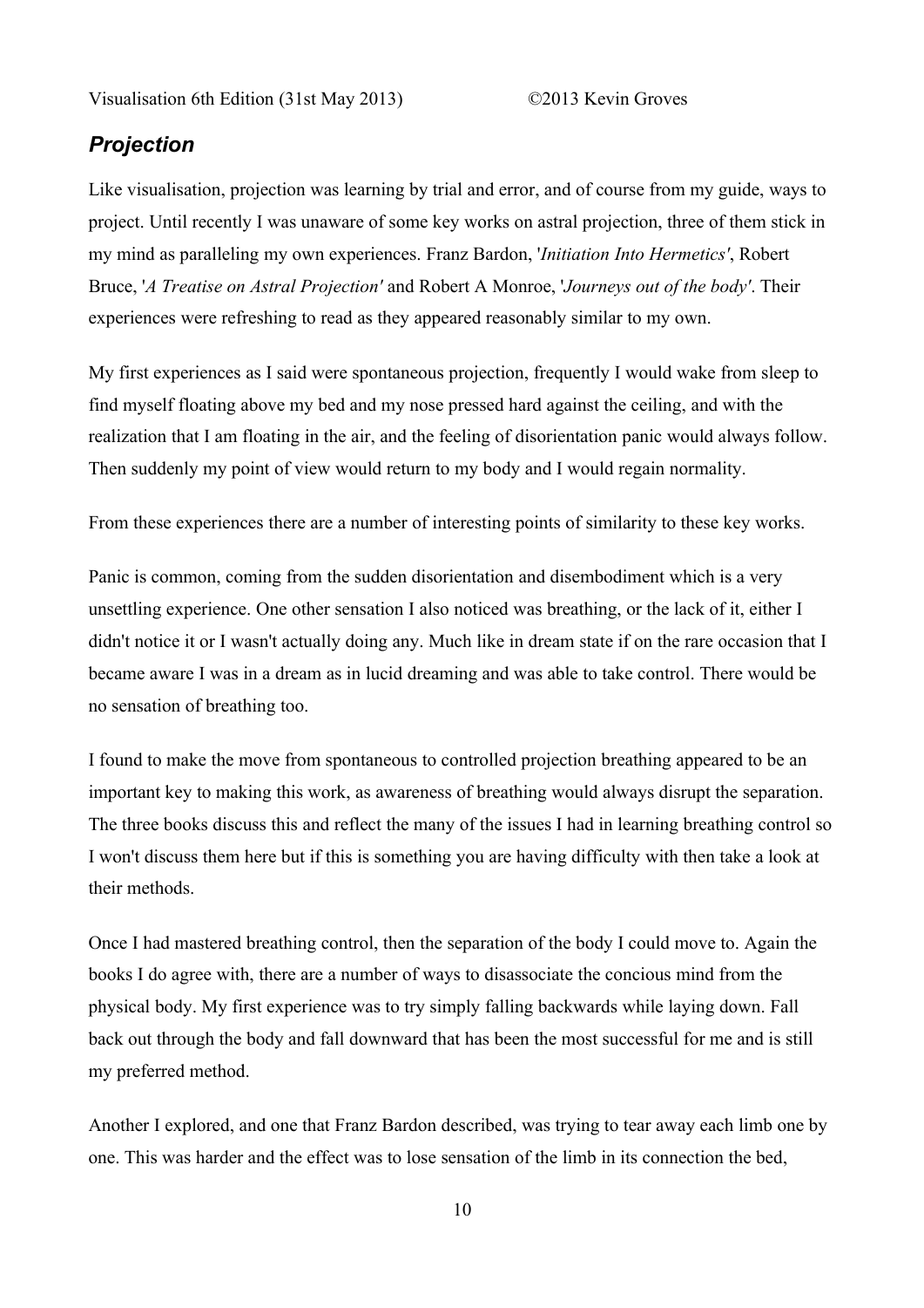## *Projection*

Like visualisation, projection was learning by trial and error, and of course from my guide, ways to project. Until recently I was unaware of some key works on astral projection, three of them stick in my mind as paralleling my own experiences. Franz Bardon, '*Initiation Into Hermetics'*, Robert Bruce, '*A Treatise on Astral Projection'* and Robert A Monroe, '*Journeys out of the body'*. Their experiences were refreshing to read as they appeared reasonably similar to my own.

My first experiences as I said were spontaneous projection, frequently I would wake from sleep to find myself floating above my bed and my nose pressed hard against the ceiling, and with the realization that I am floating in the air, and the feeling of disorientation panic would always follow. Then suddenly my point of view would return to my body and I would regain normality.

From these experiences there are a number of interesting points of similarity to these key works.

Panic is common, coming from the sudden disorientation and disembodiment which is a very unsettling experience. One other sensation I also noticed was breathing, or the lack of it, either I didn't notice it or I wasn't actually doing any. Much like in dream state if on the rare occasion that I became aware I was in a dream as in lucid dreaming and was able to take control. There would be no sensation of breathing too.

I found to make the move from spontaneous to controlled projection breathing appeared to be an important key to making this work, as awareness of breathing would always disrupt the separation. The three books discuss this and reflect the many of the issues I had in learning breathing control so I won't discuss them here but if this is something you are having difficulty with then take a look at their methods.

Once I had mastered breathing control, then the separation of the body I could move to. Again the books I do agree with, there are a number of ways to disassociate the concious mind from the physical body. My first experience was to try simply falling backwards while laying down. Fall back out through the body and fall downward that has been the most successful for me and is still my preferred method.

Another I explored, and one that Franz Bardon described, was trying to tear away each limb one by one. This was harder and the effect was to lose sensation of the limb in its connection the bed,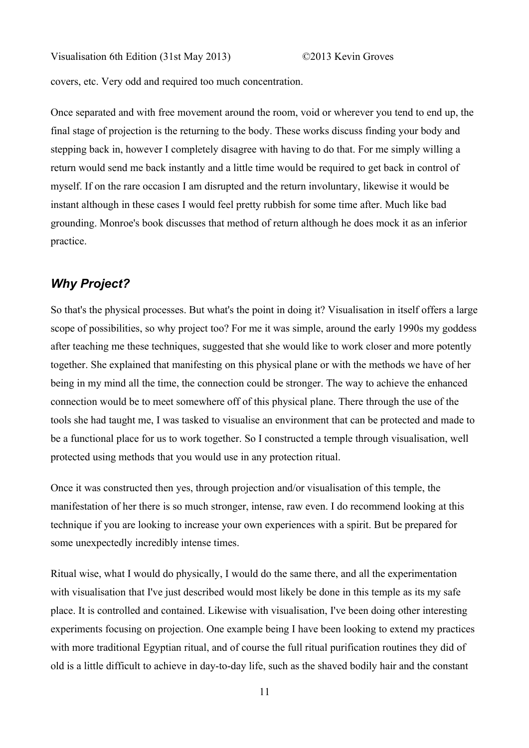covers, etc. Very odd and required too much concentration.

Once separated and with free movement around the room, void or wherever you tend to end up, the final stage of projection is the returning to the body. These works discuss finding your body and stepping back in, however I completely disagree with having to do that. For me simply willing a return would send me back instantly and a little time would be required to get back in control of myself. If on the rare occasion I am disrupted and the return involuntary, likewise it would be instant although in these cases I would feel pretty rubbish for some time after. Much like bad grounding. Monroe's book discusses that method of return although he does mock it as an inferior practice.

## *Why Project?*

So that's the physical processes. But what's the point in doing it? Visualisation in itself offers a large scope of possibilities, so why project too? For me it was simple, around the early 1990s my goddess after teaching me these techniques, suggested that she would like to work closer and more potently together. She explained that manifesting on this physical plane or with the methods we have of her being in my mind all the time, the connection could be stronger. The way to achieve the enhanced connection would be to meet somewhere off of this physical plane. There through the use of the tools she had taught me, I was tasked to visualise an environment that can be protected and made to be a functional place for us to work together. So I constructed a temple through visualisation, well protected using methods that you would use in any protection ritual.

Once it was constructed then yes, through projection and/or visualisation of this temple, the manifestation of her there is so much stronger, intense, raw even. I do recommend looking at this technique if you are looking to increase your own experiences with a spirit. But be prepared for some unexpectedly incredibly intense times.

Ritual wise, what I would do physically, I would do the same there, and all the experimentation with visualisation that I've just described would most likely be done in this temple as its my safe place. It is controlled and contained. Likewise with visualisation, I've been doing other interesting experiments focusing on projection. One example being I have been looking to extend my practices with more traditional Egyptian ritual, and of course the full ritual purification routines they did of old is a little difficult to achieve in day-to-day life, such as the shaved bodily hair and the constant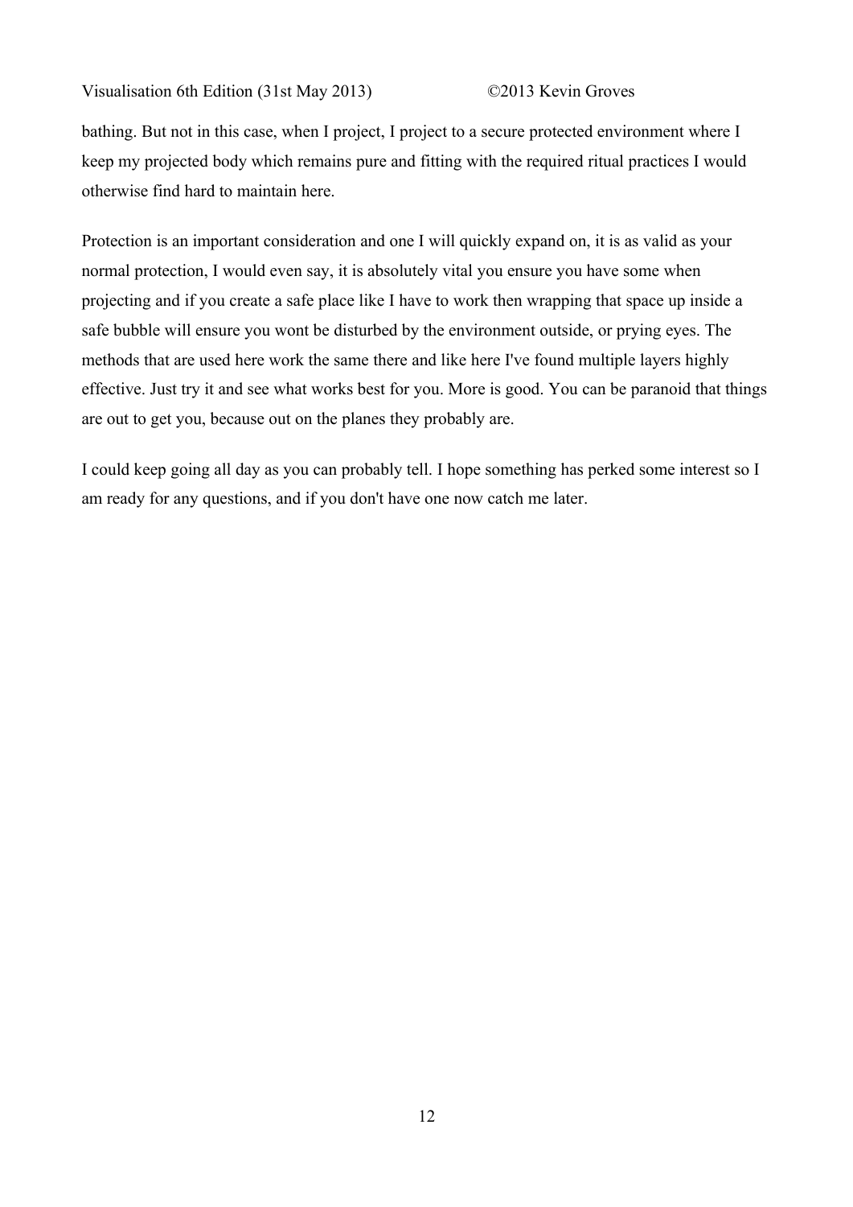bathing. But not in this case, when I project, I project to a secure protected environment where I keep my projected body which remains pure and fitting with the required ritual practices I would otherwise find hard to maintain here.

Protection is an important consideration and one I will quickly expand on, it is as valid as your normal protection, I would even say, it is absolutely vital you ensure you have some when projecting and if you create a safe place like I have to work then wrapping that space up inside a safe bubble will ensure you wont be disturbed by the environment outside, or prying eyes. The methods that are used here work the same there and like here I've found multiple layers highly effective. Just try it and see what works best for you. More is good. You can be paranoid that things are out to get you, because out on the planes they probably are.

I could keep going all day as you can probably tell. I hope something has perked some interest so I am ready for any questions, and if you don't have one now catch me later.